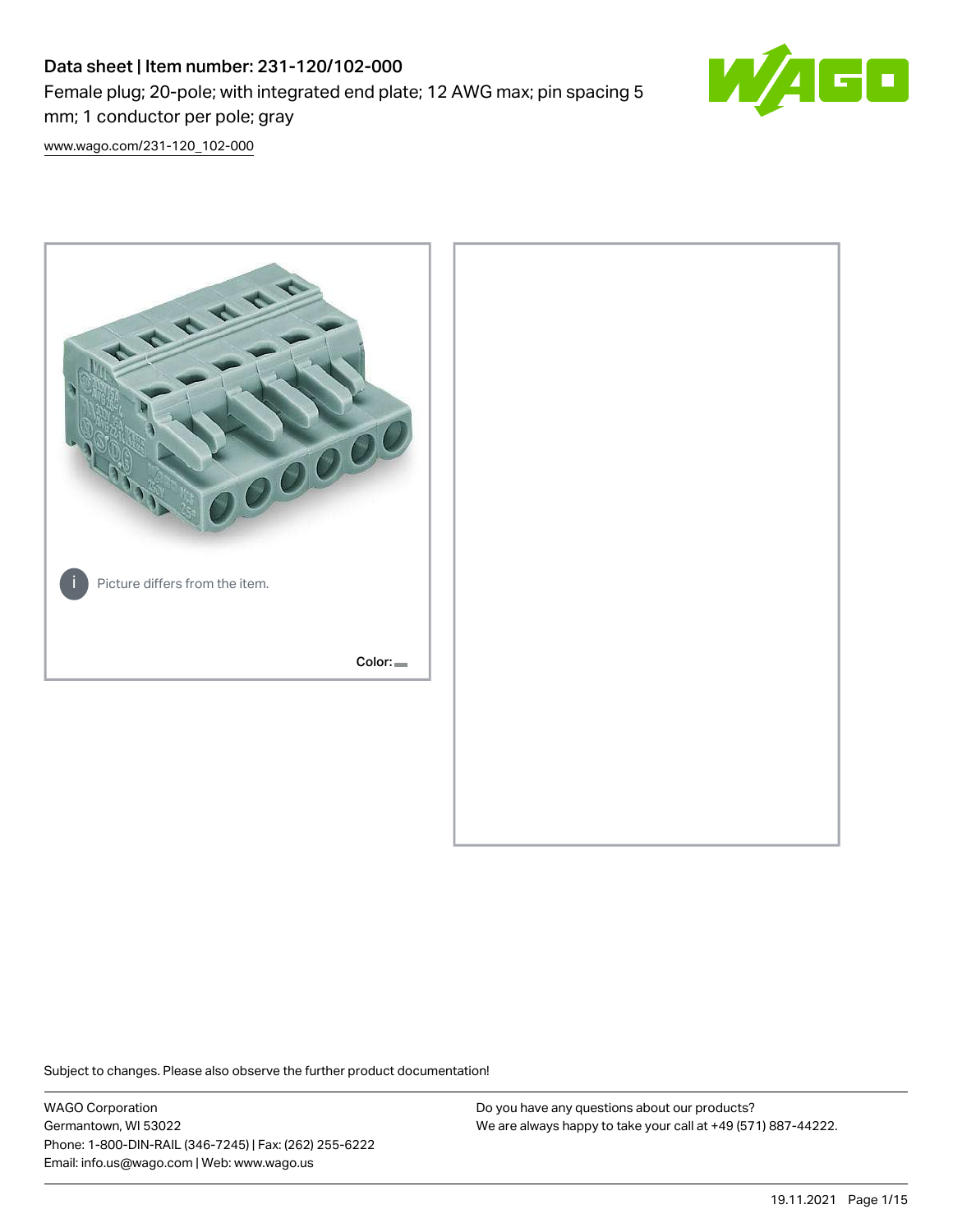# Data sheet | Item number: 231-120/102-000

Female plug; 20-pole; with integrated end plate; 12 AWG max; pin spacing 5 mm; 1 conductor per pole; gray

www.wago.com/231-120_102-000

Picture differs from the item.

Color:

Subject to changes. Please also observe the further product documentation!

WAGO Corporation
Germantown, WI 53022
Phone: 1-800-DIN-RAIL (346-7245) | Fax: (262) 255-6222
Email: info.us@wago.com | Web: www.wago.us

Do you have any questions about our products?
We are always happy to take your call at +49 (571) 887-44222.

19.11.2021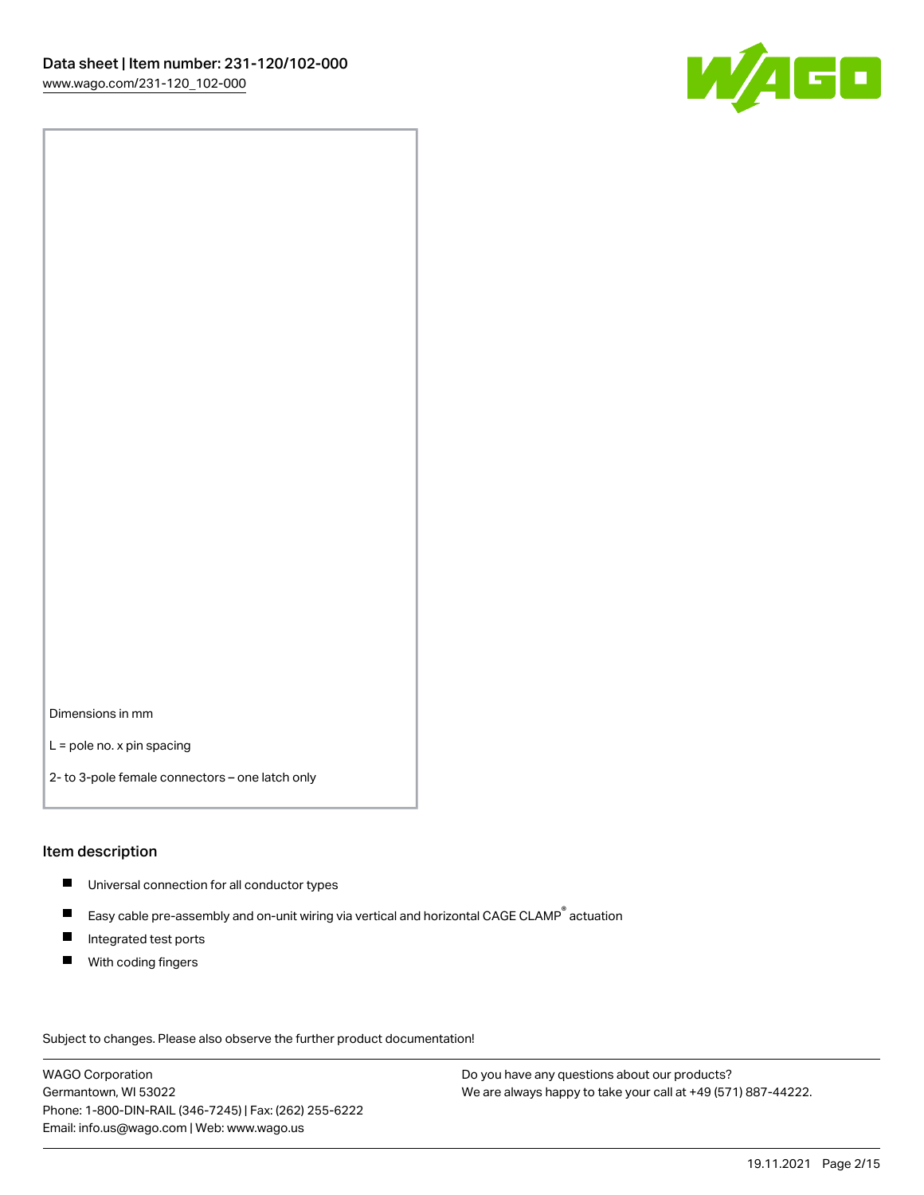Dimensions in mm

L = pole no. x pin spacing

2- to 3-pole female connectors – one latch only

## Item description

- Universal connection for all conductor types
- Easy cable pre-assembly and on-unit wiring via vertical and horizontal CAGE CLAMP® actuation
- Integrated test ports
- With coding fingers

Subject to changes. Please also observe the further product documentation!

WAGO Corporation
Germantown, WI 53022
Phone: 1-800-DIN-RAIL (346-7245) | Fax: (262) 255-6222
Email: info.us@wago.com | Web: www.wago.us

Do you have any questions about our products?
We are always happy to take your call at +49 (571) 887-44222.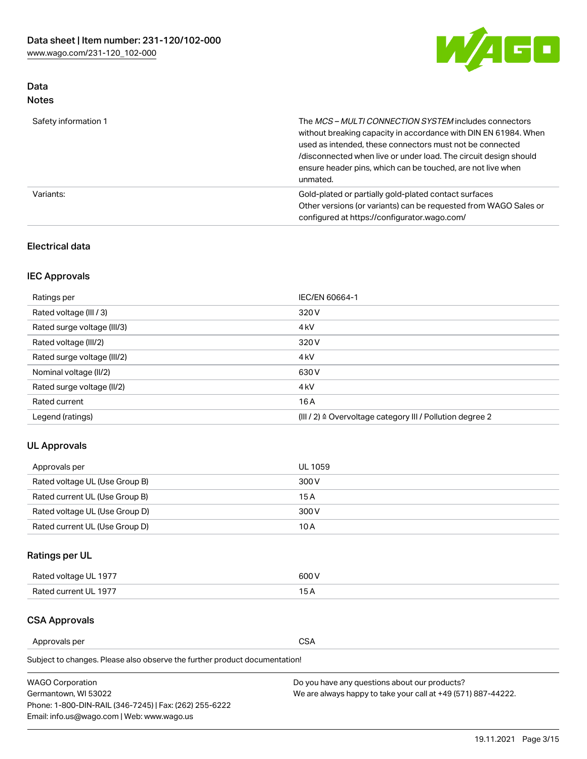## Data

### Notes

| | |
|---|---|
| Safety information 1 | The *MCS – MULTI CONNECTION SYSTEM* includes connectors without breaking capacity in accordance with DIN EN 61984. When used as intended, these connectors must not be connected /disconnected when live or under load. The circuit design should ensure header pins, which can be touched, are not live when unmated. |
| Variants: | Gold-plated or partially gold-plated contact surfaces<br>Other versions (or variants) can be requested from WAGO Sales or configured at https://configurator.wago.com/ |

## Electrical data

### IEC Approvals

| | |
|---|---|
| Ratings per | IEC/EN 60664-1 |
| Rated voltage (III / 3) | 320 V |
| Rated surge voltage (III/3) | 4 kV |
| Rated voltage (III/2) | 320 V |
| Rated surge voltage (III/2) | 4 kV |
| Nominal voltage (II/2) | 630 V |
| Rated surge voltage (II/2) | 4 kV |
| Rated current | 16 A |
| Legend (ratings) | (III / 2) ≙ Overvoltage category III / Pollution degree 2 |

### UL Approvals

| | |
|---|---|
| Approvals per | UL 1059 |
| Rated voltage UL (Use Group B) | 300 V |
| Rated current UL (Use Group B) | 15 A |
| Rated voltage UL (Use Group D) | 300 V |
| Rated current UL (Use Group D) | 10 A |

### Ratings per UL

| | |
|---|---|
| Rated voltage UL 1977 | 600 V |
| Rated current UL 1977 | 15 A |

### CSA Approvals

| | |
|---|---|
| Approvals per | CSA |

Subject to changes. Please also observe the further product documentation!

WAGO Corporation
Germantown, WI 53022
Phone: 1-800-DIN-RAIL (346-7245) | Fax: (262) 255-6222
Email: info.us@wago.com | Web: www.wago.us

Do you have any questions about our products?
We are always happy to take your call at +49 (571) 887-44222.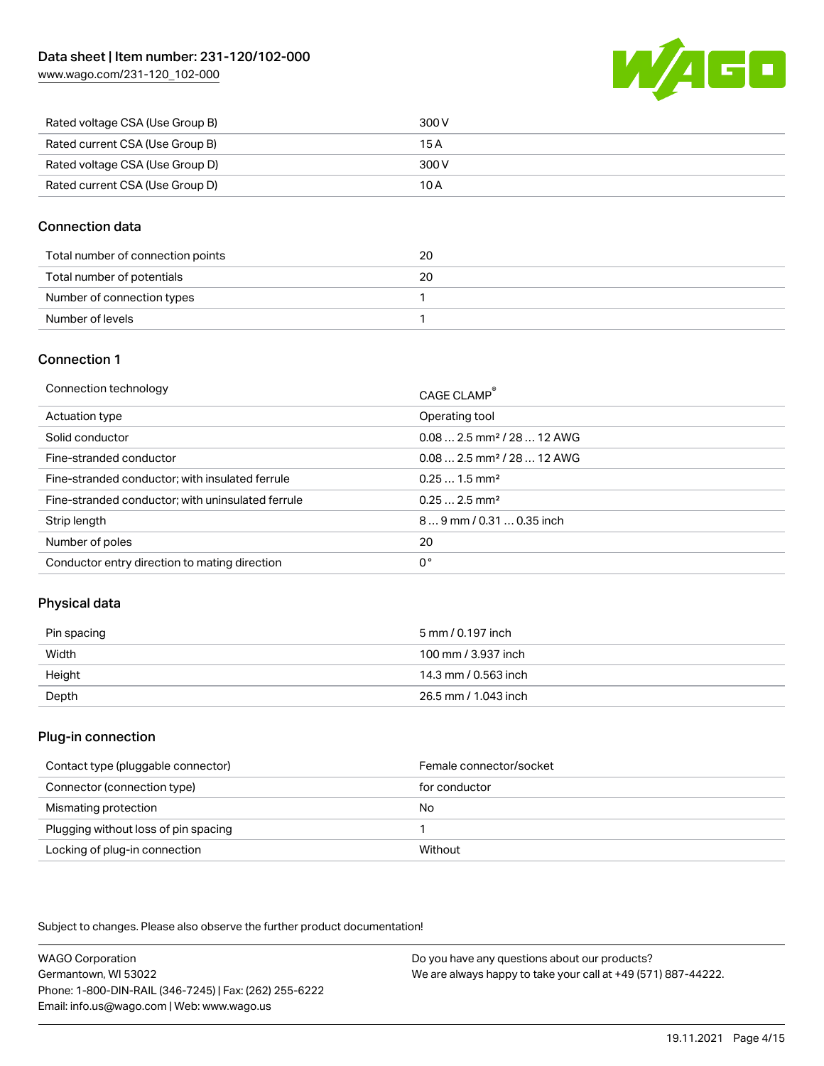| | |
|---|---|
| Rated voltage CSA (Use Group B) | 300 V |
| Rated current CSA (Use Group B) | 15 A |
| Rated voltage CSA (Use Group D) | 300 V |
| Rated current CSA (Use Group D) | 10 A |

## Connection data

| | |
|---|---|
| Total number of connection points | 20 |
| Total number of potentials | 20 |
| Number of connection types | 1 |
| Number of levels | 1 |

## Connection 1

| | |
|---|---|
| Connection technology | CAGE CLAMP® |
| Actuation type | Operating tool |
| Solid conductor | 0.08 … 2.5 mm² / 28 … 12 AWG |
| Fine-stranded conductor | 0.08 … 2.5 mm² / 28 … 12 AWG |
| Fine-stranded conductor; with insulated ferrule | 0.25 … 1.5 mm² |
| Fine-stranded conductor; with uninsulated ferrule | 0.25 … 2.5 mm² |
| Strip length | 8 … 9 mm / 0.31 … 0.35 inch |
| Number of poles | 20 |
| Conductor entry direction to mating direction | 0 ° |

## Physical data

| | |
|---|---|
| Pin spacing | 5 mm / 0.197 inch |
| Width | 100 mm / 3.937 inch |
| Height | 14.3 mm / 0.563 inch |
| Depth | 26.5 mm / 1.043 inch |

## Plug-in connection

| | |
|---|---|
| Contact type (pluggable connector) | Female connector/socket |
| Connector (connection type) | for conductor |
| Mismating protection | No |
| Plugging without loss of pin spacing | 1 |
| Locking of plug-in connection | Without |

Subject to changes. Please also observe the further product documentation!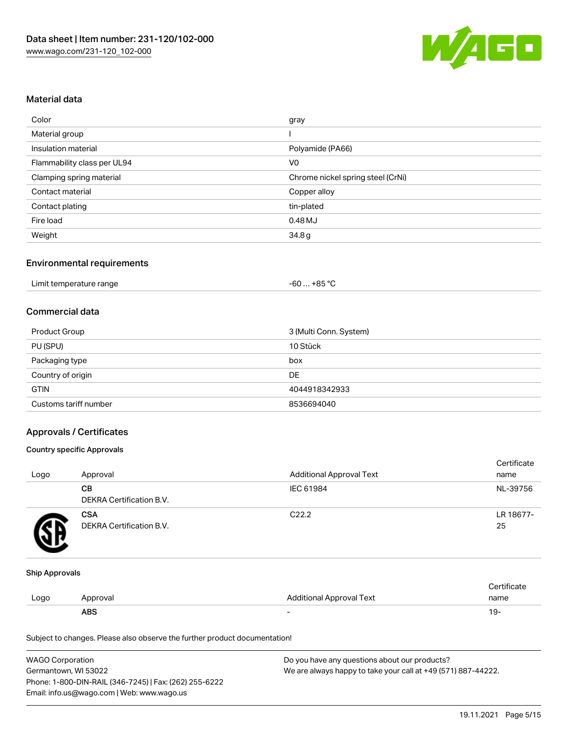## Material data

| | |
|---|---|
| Color | gray |
| Material group | I |
| Insulation material | Polyamide (PA66) |
| Flammability class per UL94 | V0 |
| Clamping spring material | Chrome nickel spring steel (CrNi) |
| Contact material | Copper alloy |
| Contact plating | tin-plated |
| Fire load | 0.48 MJ |
| Weight | 34.8 g |

## Environmental requirements

| | |
|---|---|
| Limit temperature range | -60 … +85 °C |

## Commercial data

| | |
|---|---|
| Product Group | 3 (Multi Conn. System) |
| PU (SPU) | 10 Stück |
| Packaging type | box |
| Country of origin | DE |
| GTIN | 4044918342933 |
| Customs tariff number | 8536694040 |

## Approvals / Certificates

### Country specific Approvals

| Logo | Approval | Additional Approval Text | Certificate name |
|---|---|---|---|
| | **CB** DEKRA Certification B.V. | IEC 61984 | NL-39756 |
| | **CSA** DEKRA Certification B.V. | C22.2 | LR 18677-25 |

### Ship Approvals

| Logo | Approval | Additional Approval Text | Certificate name |
|---|---|---|---|
| | **ABS** | - | 19- |

Subject to changes. Please also observe the further product documentation!

WAGO Corporation
Germantown, WI 53022
Phone: 1-800-DIN-RAIL (346-7245) | Fax: (262) 255-6222
Email: info.us@wago.com | Web: www.wago.us

Do you have any questions about our products?
We are always happy to take your call at +49 (571) 887-44222.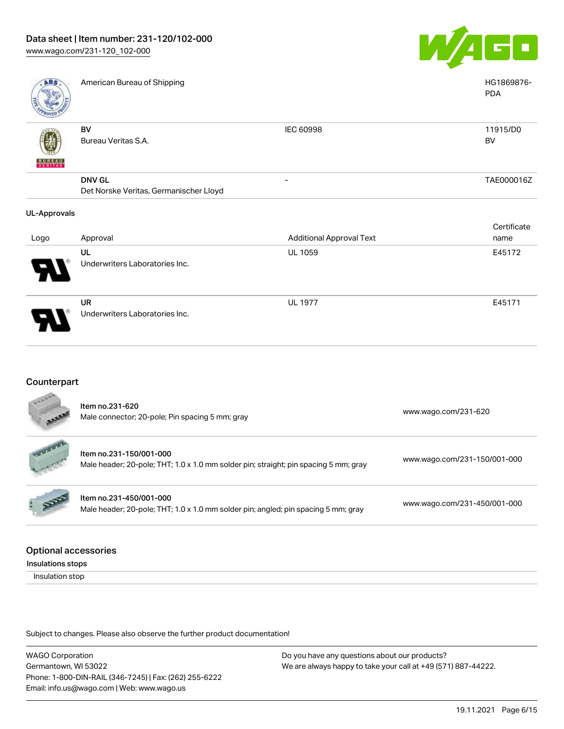| | | | |
|---|---|---|---|
| | American Bureau of Shipping | | HG1869876-PDA |
| | BV<br>Bureau Veritas S.A. | IEC 60998 | 11915/D0<br>BV |
| | DNV GL<br>Det Norske Veritas, Germanischer Lloyd | - | TAE000016Z |

### UL-Approvals

| Logo | Approval | Additional Approval Text | Certificate name |
|---|---|---|---|
| | UL<br>Underwriters Laboratories Inc. | UL 1059 | E45172 |
| | UR<br>Underwriters Laboratories Inc. | UL 1977 | E45171 |

## Counterpart

| | | |
|---|---|---|
| | Item no.231-620<br>Male connector; 20-pole; Pin spacing 5 mm; gray | www.wago.com/231-620 |
| | Item no.231-150/001-000<br>Male header; 20-pole; THT; 1.0 x 1.0 mm solder pin; straight; pin spacing 5 mm; gray | www.wago.com/231-150/001-000 |
| | Item no.231-450/001-000<br>Male header; 20-pole; THT; 1.0 x 1.0 mm solder pin; angled; pin spacing 5 mm; gray | www.wago.com/231-450/001-000 |

## Optional accessories

### Insulations stops

Insulation stop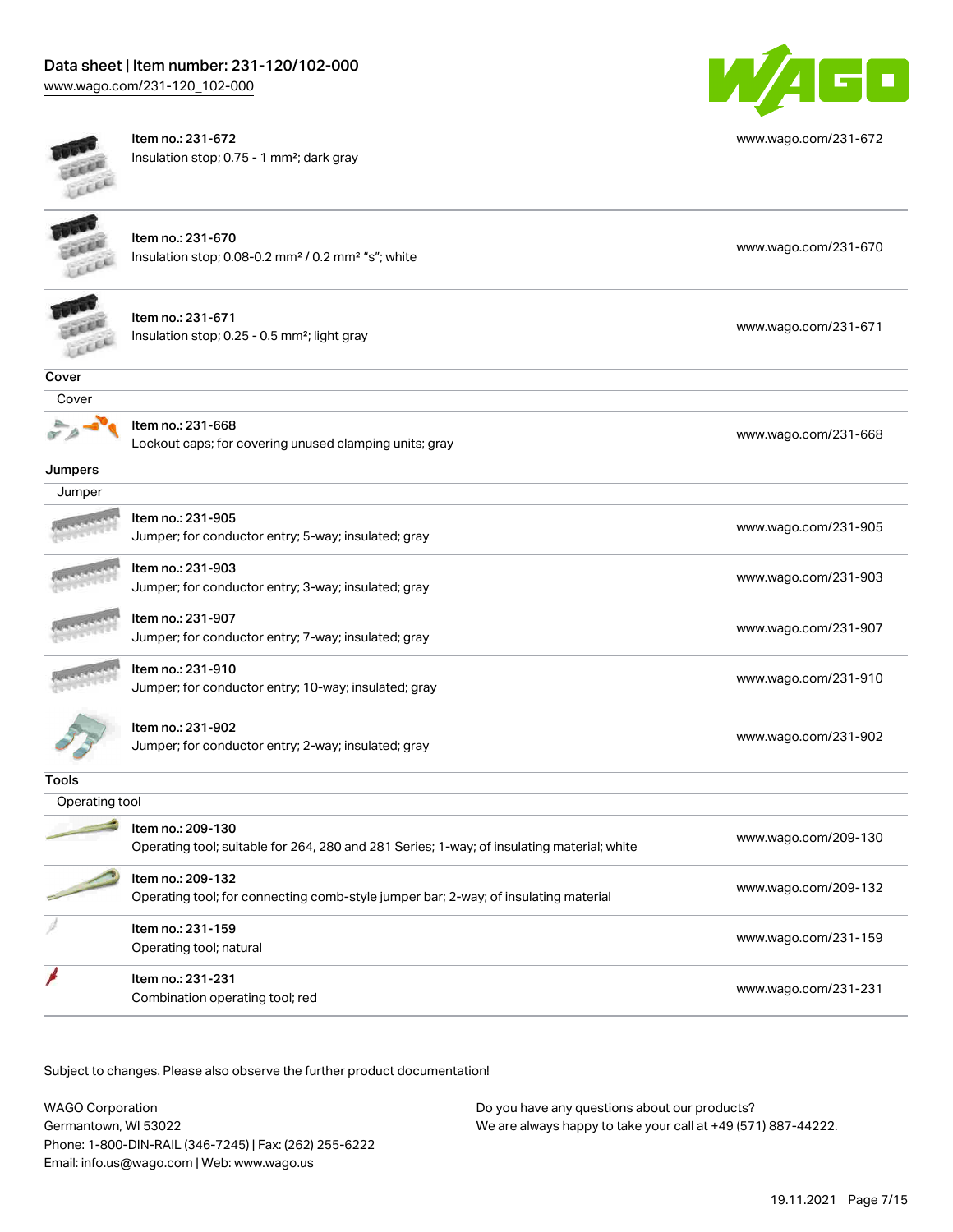| | |
|---|---|
| Item no.: 231-672<br>Insulation stop; 0.75 - 1 mm²; dark gray | www.wago.com/231-672 |
| Item no.: 231-670<br>Insulation stop; 0.08-0.2 mm² / 0.2 mm² "s"; white | www.wago.com/231-670 |
| Item no.: 231-671<br>Insulation stop; 0.25 - 0.5 mm²; light gray | www.wago.com/231-671 |

## Cover

Cover

| | |
|---|---|
| Item no.: 231-668<br>Lockout caps; for covering unused clamping units; gray | www.wago.com/231-668 |

## Jumpers

Jumper

| | |
|---|---|
| Item no.: 231-905<br>Jumper; for conductor entry; 5-way; insulated; gray | www.wago.com/231-905 |
| Item no.: 231-903<br>Jumper; for conductor entry; 3-way; insulated; gray | www.wago.com/231-903 |
| Item no.: 231-907<br>Jumper; for conductor entry; 7-way; insulated; gray | www.wago.com/231-907 |
| Item no.: 231-910<br>Jumper; for conductor entry; 10-way; insulated; gray | www.wago.com/231-910 |
| Item no.: 231-902<br>Jumper; for conductor entry; 2-way; insulated; gray | www.wago.com/231-902 |

## Tools

Operating tool

| | |
|---|---|
| Item no.: 209-130<br>Operating tool; suitable for 264, 280 and 281 Series; 1-way; of insulating material; white | www.wago.com/209-130 |
| Item no.: 209-132<br>Operating tool; for connecting comb-style jumper bar; 2-way; of insulating material | www.wago.com/209-132 |
| Item no.: 231-159<br>Operating tool; natural | www.wago.com/231-159 |
| Item no.: 231-231<br>Combination operating tool; red | www.wago.com/231-231 |

Subject to changes. Please also observe the further product documentation!

WAGO Corporation
Germantown, WI 53022
Phone: 1-800-DIN-RAIL (346-7245) | Fax: (262) 255-6222
Email: info.us@wago.com | Web: www.wago.us

Do you have any questions about our products?
We are always happy to take your call at +49 (571) 887-44222.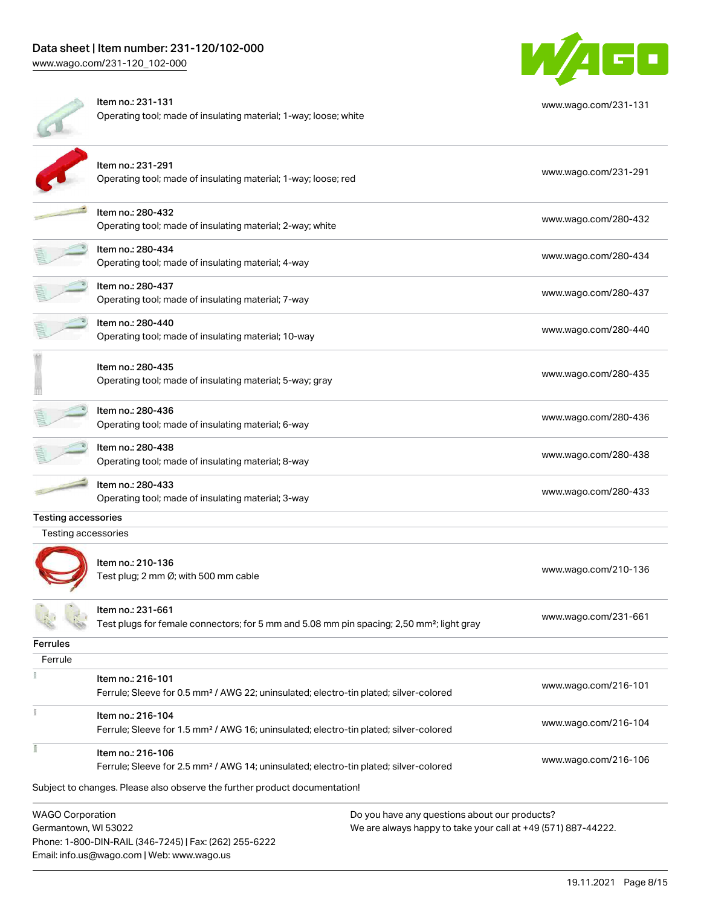| | |
|---|---|
| Item no.: 231-131<br>Operating tool; made of insulating material; 1-way; loose; white | www.wago.com/231-131 |
| Item no.: 231-291<br>Operating tool; made of insulating material; 1-way; loose; red | www.wago.com/231-291 |
| Item no.: 280-432<br>Operating tool; made of insulating material; 2-way; white | www.wago.com/280-432 |
| Item no.: 280-434<br>Operating tool; made of insulating material; 4-way | www.wago.com/280-434 |
| Item no.: 280-437<br>Operating tool; made of insulating material; 7-way | www.wago.com/280-437 |
| Item no.: 280-440<br>Operating tool; made of insulating material; 10-way | www.wago.com/280-440 |
| Item no.: 280-435<br>Operating tool; made of insulating material; 5-way; gray | www.wago.com/280-435 |
| Item no.: 280-436<br>Operating tool; made of insulating material; 6-way | www.wago.com/280-436 |
| Item no.: 280-438<br>Operating tool; made of insulating material; 8-way | www.wago.com/280-438 |
| Item no.: 280-433<br>Operating tool; made of insulating material; 3-way | www.wago.com/280-433 |

## Testing accessories

Testing accessories

| | |
|---|---|
| Item no.: 210-136<br>Test plug; 2 mm Ø; with 500 mm cable | www.wago.com/210-136 |
| Item no.: 231-661<br>Test plugs for female connectors; for 5 mm and 5.08 mm pin spacing; 2,50 mm²; light gray | www.wago.com/231-661 |

## Ferrules

Ferrule

| | |
|---|---|
| Item no.: 216-101<br>Ferrule; Sleeve for 0.5 mm² / AWG 22; uninsulated; electro-tin plated; silver-colored | www.wago.com/216-101 |
| Item no.: 216-104<br>Ferrule; Sleeve for 1.5 mm² / AWG 16; uninsulated; electro-tin plated; silver-colored | www.wago.com/216-104 |
| Item no.: 216-106<br>Ferrule; Sleeve for 2.5 mm² / AWG 14; uninsulated; electro-tin plated; silver-colored | www.wago.com/216-106 |

Subject to changes. Please also observe the further product documentation!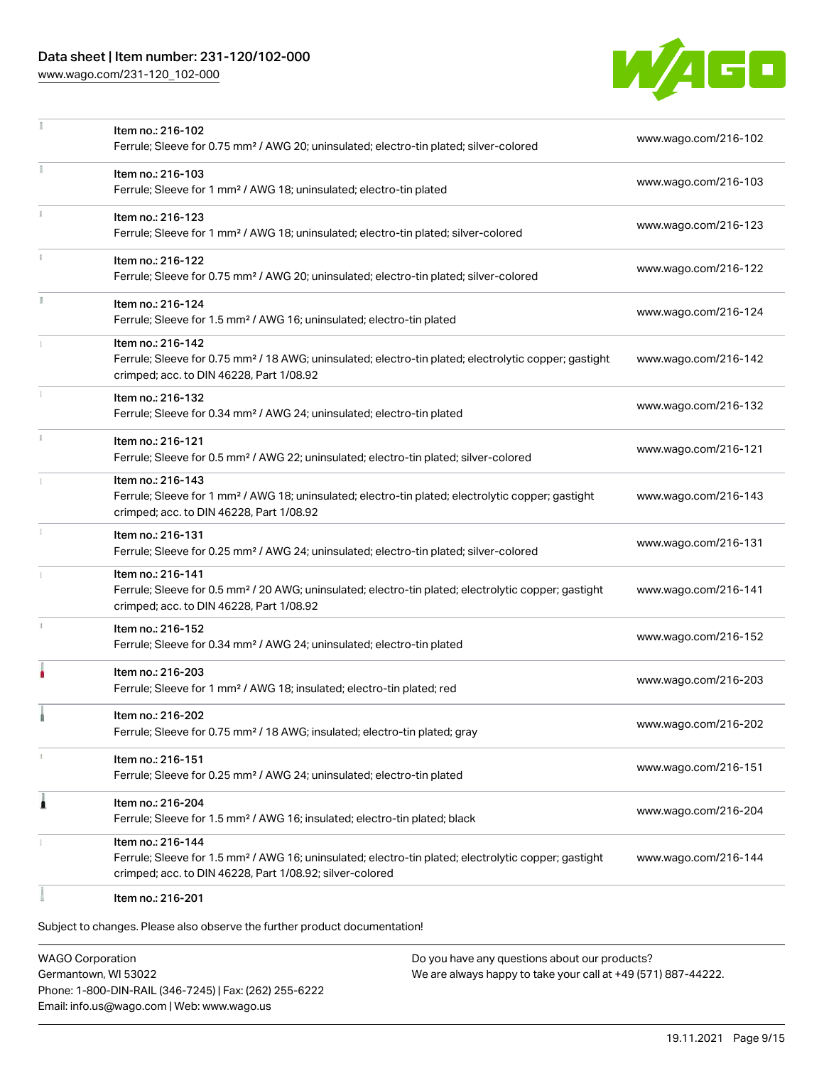| | | |
|---|---|---|
| | Item no.: 216-102<br>Ferrule; Sleeve for 0.75 mm² / AWG 20; uninsulated; electro-tin plated; silver-colored | www.wago.com/216-102 |
| | Item no.: 216-103<br>Ferrule; Sleeve for 1 mm² / AWG 18; uninsulated; electro-tin plated | www.wago.com/216-103 |
| | Item no.: 216-123<br>Ferrule; Sleeve for 1 mm² / AWG 18; uninsulated; electro-tin plated; silver-colored | www.wago.com/216-123 |
| | Item no.: 216-122<br>Ferrule; Sleeve for 0.75 mm² / AWG 20; uninsulated; electro-tin plated; silver-colored | www.wago.com/216-122 |
| | Item no.: 216-124<br>Ferrule; Sleeve for 1.5 mm² / AWG 16; uninsulated; electro-tin plated | www.wago.com/216-124 |
| | Item no.: 216-142<br>Ferrule; Sleeve for 0.75 mm² / 18 AWG; uninsulated; electro-tin plated; electrolytic copper; gastight crimped; acc. to DIN 46228, Part 1/08.92 | www.wago.com/216-142 |
| | Item no.: 216-132<br>Ferrule; Sleeve for 0.34 mm² / AWG 24; uninsulated; electro-tin plated | www.wago.com/216-132 |
| | Item no.: 216-121<br>Ferrule; Sleeve for 0.5 mm² / AWG 22; uninsulated; electro-tin plated; silver-colored | www.wago.com/216-121 |
| | Item no.: 216-143<br>Ferrule; Sleeve for 1 mm² / AWG 18; uninsulated; electro-tin plated; electrolytic copper; gastight crimped; acc. to DIN 46228, Part 1/08.92 | www.wago.com/216-143 |
| | Item no.: 216-131<br>Ferrule; Sleeve for 0.25 mm² / AWG 24; uninsulated; electro-tin plated; silver-colored | www.wago.com/216-131 |
| | Item no.: 216-141<br>Ferrule; Sleeve for 0.5 mm² / 20 AWG; uninsulated; electro-tin plated; electrolytic copper; gastight crimped; acc. to DIN 46228, Part 1/08.92 | www.wago.com/216-141 |
| | Item no.: 216-152<br>Ferrule; Sleeve for 0.34 mm² / AWG 24; uninsulated; electro-tin plated | www.wago.com/216-152 |
| | Item no.: 216-203<br>Ferrule; Sleeve for 1 mm² / AWG 18; insulated; electro-tin plated; red | www.wago.com/216-203 |
| | Item no.: 216-202<br>Ferrule; Sleeve for 0.75 mm² / 18 AWG; insulated; electro-tin plated; gray | www.wago.com/216-202 |
| | Item no.: 216-151<br>Ferrule; Sleeve for 0.25 mm² / AWG 24; uninsulated; electro-tin plated | www.wago.com/216-151 |
| | Item no.: 216-204<br>Ferrule; Sleeve for 1.5 mm² / AWG 16; insulated; electro-tin plated; black | www.wago.com/216-204 |
| | Item no.: 216-144<br>Ferrule; Sleeve for 1.5 mm² / AWG 16; uninsulated; electro-tin plated; electrolytic copper; gastight crimped; acc. to DIN 46228, Part 1/08.92; silver-colored | www.wago.com/216-144 |
| | Item no.: 216-201 | |

Subject to changes. Please also observe the further product documentation!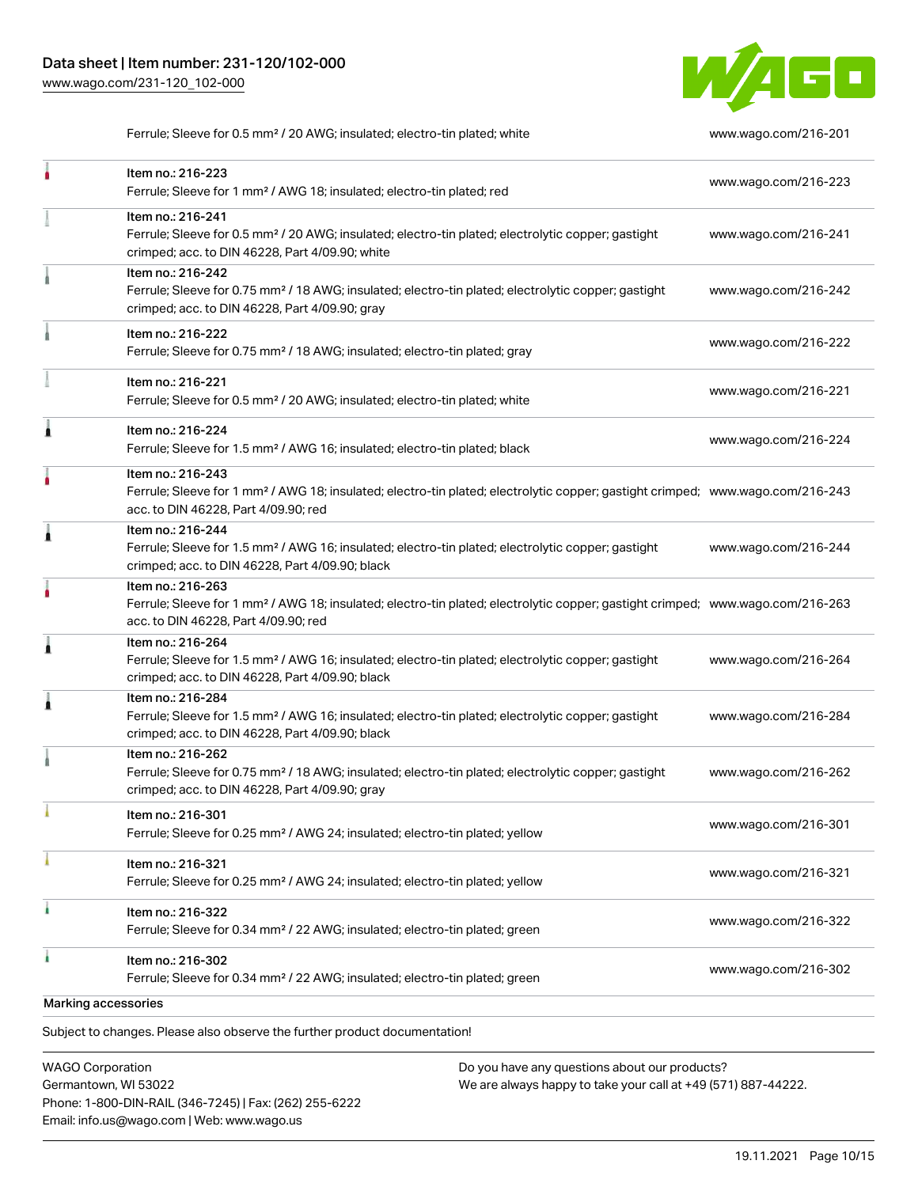| | | |
|---|---|---|
| | Ferrule; Sleeve for 0.5 mm² / 20 AWG; insulated; electro-tin plated; white | www.wago.com/216-201 |
| | Item no.: 216-223<br>Ferrule; Sleeve for 1 mm² / AWG 18; insulated; electro-tin plated; red | www.wago.com/216-223 |
| | Item no.: 216-241<br>Ferrule; Sleeve for 0.5 mm² / 20 AWG; insulated; electro-tin plated; electrolytic copper; gastight crimped; acc. to DIN 46228, Part 4/09.90; white | www.wago.com/216-241 |
| | Item no.: 216-242<br>Ferrule; Sleeve for 0.75 mm² / 18 AWG; insulated; electro-tin plated; electrolytic copper; gastight crimped; acc. to DIN 46228, Part 4/09.90; gray | www.wago.com/216-242 |
| | Item no.: 216-222<br>Ferrule; Sleeve for 0.75 mm² / 18 AWG; insulated; electro-tin plated; gray | www.wago.com/216-222 |
| | Item no.: 216-221<br>Ferrule; Sleeve for 0.5 mm² / 20 AWG; insulated; electro-tin plated; white | www.wago.com/216-221 |
| | Item no.: 216-224<br>Ferrule; Sleeve for 1.5 mm² / AWG 16; insulated; electro-tin plated; black | www.wago.com/216-224 |
| | Item no.: 216-243<br>Ferrule; Sleeve for 1 mm² / AWG 18; insulated; electro-tin plated; electrolytic copper; gastight crimped; acc. to DIN 46228, Part 4/09.90; red | www.wago.com/216-243 |
| | Item no.: 216-244<br>Ferrule; Sleeve for 1.5 mm² / AWG 16; insulated; electro-tin plated; electrolytic copper; gastight crimped; acc. to DIN 46228, Part 4/09.90; black | www.wago.com/216-244 |
| | Item no.: 216-263<br>Ferrule; Sleeve for 1 mm² / AWG 18; insulated; electro-tin plated; electrolytic copper; gastight crimped; acc. to DIN 46228, Part 4/09.90; red | www.wago.com/216-263 |
| | Item no.: 216-264<br>Ferrule; Sleeve for 1.5 mm² / AWG 16; insulated; electro-tin plated; electrolytic copper; gastight crimped; acc. to DIN 46228, Part 4/09.90; black | www.wago.com/216-264 |
| | Item no.: 216-284<br>Ferrule; Sleeve for 1.5 mm² / AWG 16; insulated; electro-tin plated; electrolytic copper; gastight crimped; acc. to DIN 46228, Part 4/09.90; black | www.wago.com/216-284 |
| | Item no.: 216-262<br>Ferrule; Sleeve for 0.75 mm² / 18 AWG; insulated; electro-tin plated; electrolytic copper; gastight crimped; acc. to DIN 46228, Part 4/09.90; gray | www.wago.com/216-262 |
| | Item no.: 216-301<br>Ferrule; Sleeve for 0.25 mm² / AWG 24; insulated; electro-tin plated; yellow | www.wago.com/216-301 |
| | Item no.: 216-321<br>Ferrule; Sleeve for 0.25 mm² / AWG 24; insulated; electro-tin plated; yellow | www.wago.com/216-321 |
| | Item no.: 216-322<br>Ferrule; Sleeve for 0.34 mm² / 22 AWG; insulated; electro-tin plated; green | www.wago.com/216-322 |
| | Item no.: 216-302<br>Ferrule; Sleeve for 0.34 mm² / 22 AWG; insulated; electro-tin plated; green | www.wago.com/216-302 |

Marking accessories

Subject to changes. Please also observe the further product documentation!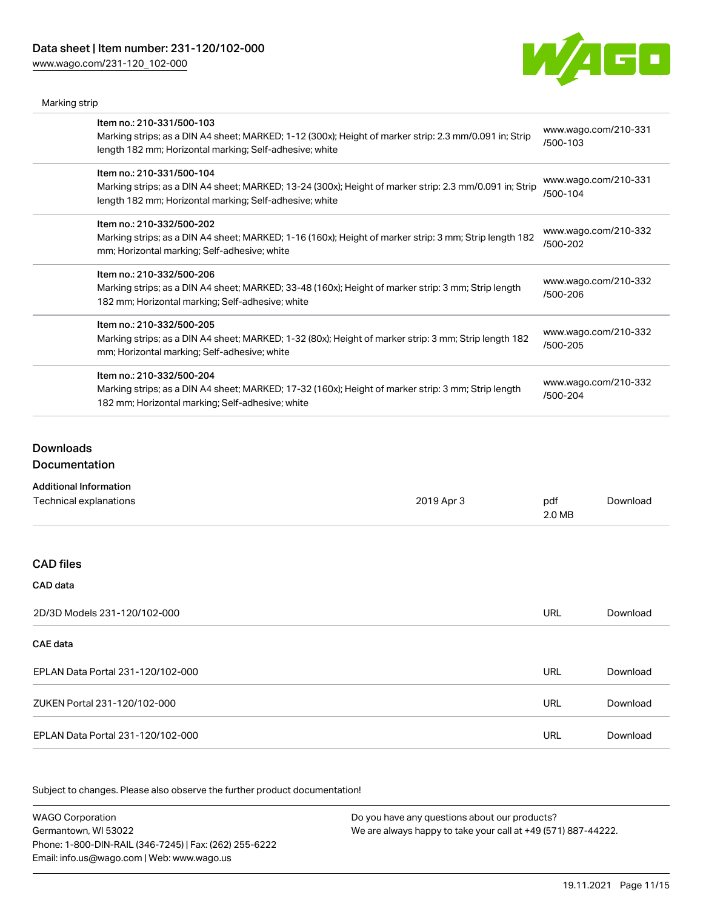Marking strip

| | |
|---|---|
| Item no.: 210-331/500-103<br>Marking strips; as a DIN A4 sheet; MARKED; 1-12 (300x); Height of marker strip: 2.3 mm/0.091 in; Strip length 182 mm; Horizontal marking; Self-adhesive; white | www.wago.com/210-331/500-103 |
| Item no.: 210-331/500-104<br>Marking strips; as a DIN A4 sheet; MARKED; 13-24 (300x); Height of marker strip: 2.3 mm/0.091 in; Strip length 182 mm; Horizontal marking; Self-adhesive; white | www.wago.com/210-331/500-104 |
| Item no.: 210-332/500-202<br>Marking strips; as a DIN A4 sheet; MARKED; 1-16 (160x); Height of marker strip: 3 mm; Strip length 182 mm; Horizontal marking; Self-adhesive; white | www.wago.com/210-332/500-202 |
| Item no.: 210-332/500-206<br>Marking strips; as a DIN A4 sheet; MARKED; 33-48 (160x); Height of marker strip: 3 mm; Strip length 182 mm; Horizontal marking; Self-adhesive; white | www.wago.com/210-332/500-206 |
| Item no.: 210-332/500-205<br>Marking strips; as a DIN A4 sheet; MARKED; 1-32 (80x); Height of marker strip: 3 mm; Strip length 182 mm; Horizontal marking; Self-adhesive; white | www.wago.com/210-332/500-205 |
| Item no.: 210-332/500-204<br>Marking strips; as a DIN A4 sheet; MARKED; 17-32 (160x); Height of marker strip: 3 mm; Strip length 182 mm; Horizontal marking; Self-adhesive; white | www.wago.com/210-332/500-204 |

## Downloads

### Documentation

**Additional Information**

| | | | |
|---|---|---|---|
| Technical explanations | 2019 Apr 3 | pdf 2.0 MB | Download |

## CAD files

### CAD data

| | | |
|---|---|---|
| 2D/3D Models 231-120/102-000 | URL | Download |

### CAE data

| | | |
|---|---|---|
| EPLAN Data Portal 231-120/102-000 | URL | Download |
| ZUKEN Portal 231-120/102-000 | URL | Download |
| EPLAN Data Portal 231-120/102-000 | URL | Download |

Subject to changes. Please also observe the further product documentation!

WAGO Corporation
Germantown, WI 53022
Phone: 1-800-DIN-RAIL (346-7245) | Fax: (262) 255-6222
Email: info.us@wago.com | Web: www.wago.us

Do you have any questions about our products?
We are always happy to take your call at +49 (571) 887-44222.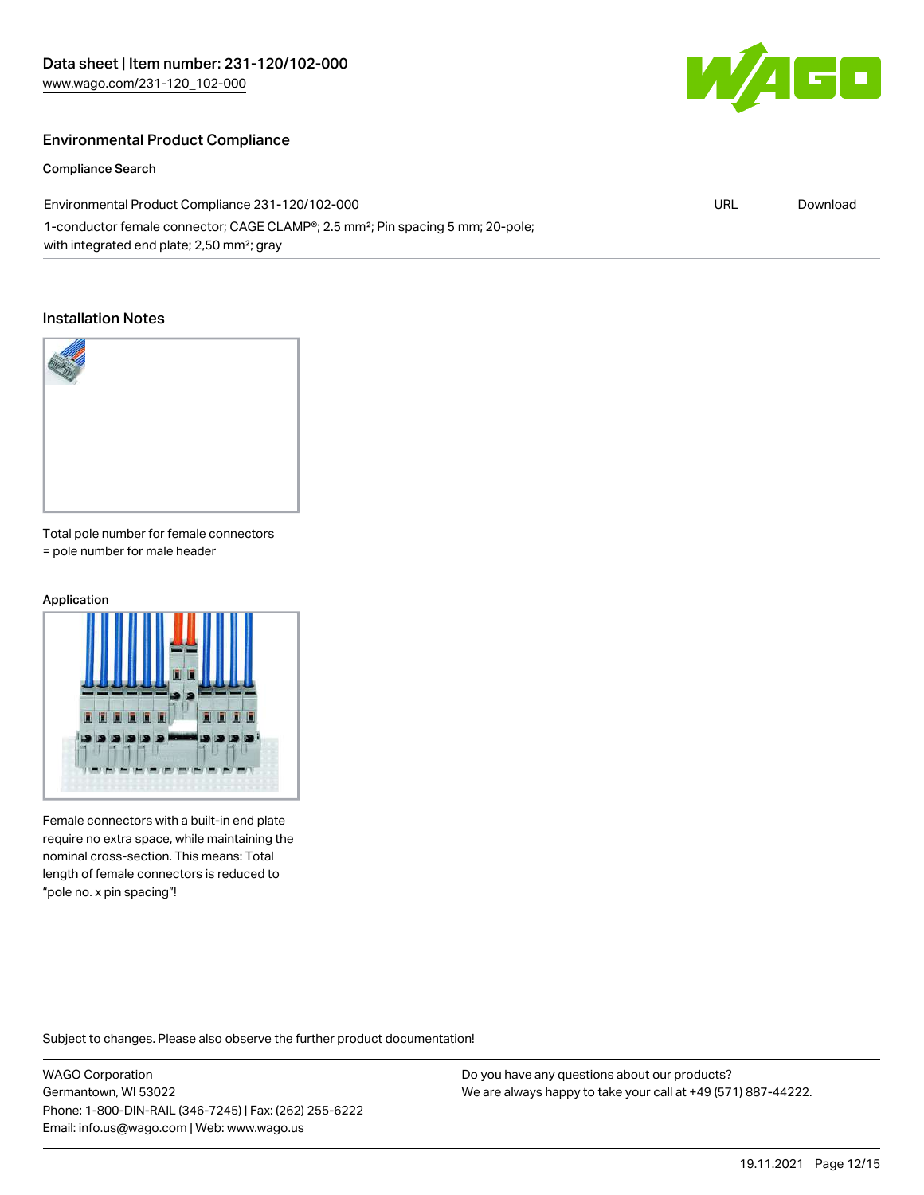## Environmental Product Compliance

### Compliance Search

| Environmental Product Compliance 231-120/102-000 | URL | Download |
| --- | --- | --- |
| 1-conductor female connector; CAGE CLAMP®; 2.5 mm²; Pin spacing 5 mm; 20-pole; with integrated end plate; 2,50 mm²; gray | | |

## Installation Notes

Total pole number for female connectors = pole number for male header

### Application

Female connectors with a built-in end plate require no extra space, while maintaining the nominal cross-section. This means: Total length of female connectors is reduced to "pole no. x pin spacing"!

Subject to changes. Please also observe the further product documentation!

WAGO Corporation
Germantown, WI 53022
Phone: 1-800-DIN-RAIL (346-7245) | Fax: (262) 255-6222
Email: info.us@wago.com | Web: www.wago.us

Do you have any questions about our products?
We are always happy to take your call at +49 (571) 887-44222.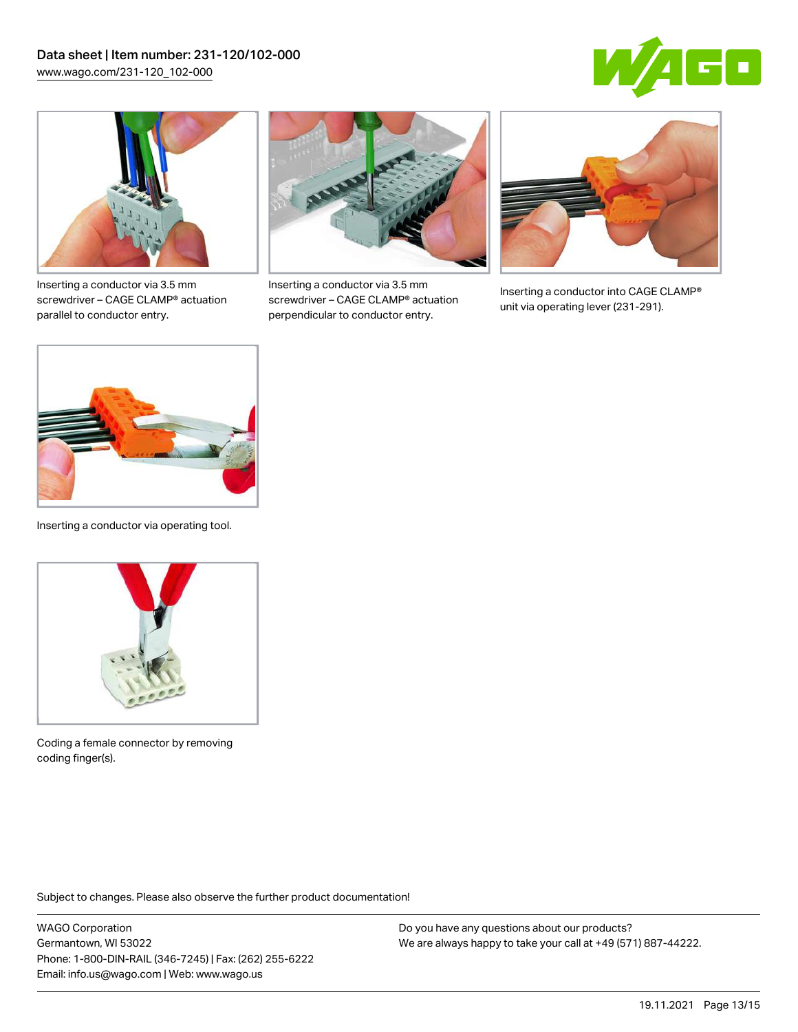Inserting a conductor via 3.5 mm screwdriver – CAGE CLAMP® actuation parallel to conductor entry.

Inserting a conductor via 3.5 mm screwdriver – CAGE CLAMP® actuation perpendicular to conductor entry.

Inserting a conductor into CAGE CLAMP® unit via operating lever (231-291).

Inserting a conductor via operating tool.

Coding a female connector by removing coding finger(s).

Subject to changes. Please also observe the further product documentation!

WAGO Corporation
Germantown, WI 53022
Phone: 1-800-DIN-RAIL (346-7245) | Fax: (262) 255-6222
Email: info.us@wago.com | Web: www.wago.us

Do you have any questions about our products?
We are always happy to take your call at +49 (571) 887-44222.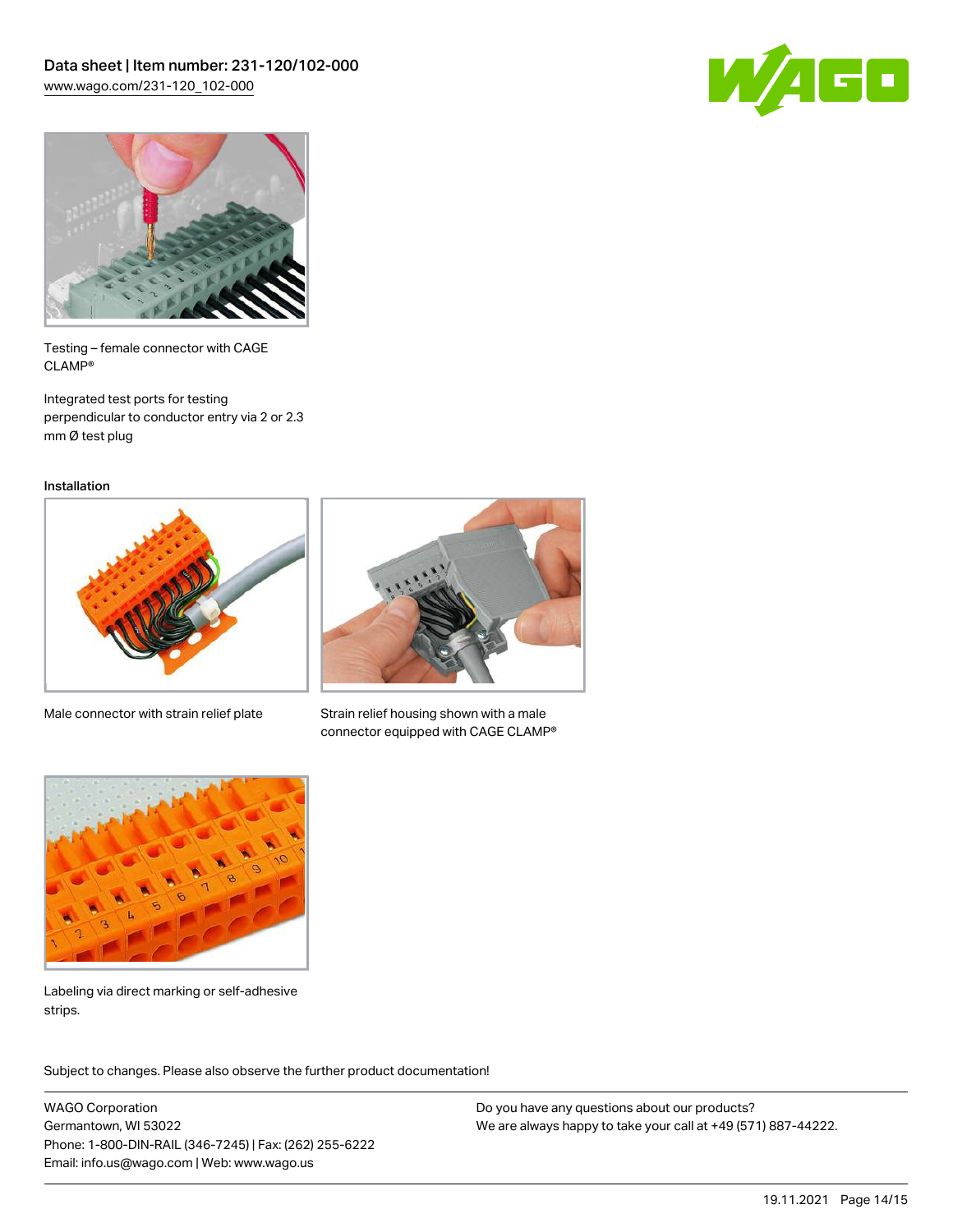Testing – female connector with CAGE CLAMP®

Integrated test ports for testing perpendicular to conductor entry via 2 or 2.3 mm Ø test plug

Installation

Male connector with strain relief plate

Strain relief housing shown with a male connector equipped with CAGE CLAMP®

Labeling via direct marking or self-adhesive strips.

Subject to changes. Please also observe the further product documentation!

WAGO Corporation
Germantown, WI 53022
Phone: 1-800-DIN-RAIL (346-7245) | Fax: (262) 255-6222
Email: info.us@wago.com | Web: www.wago.us

Do you have any questions about our products?
We are always happy to take your call at +49 (571) 887-44222.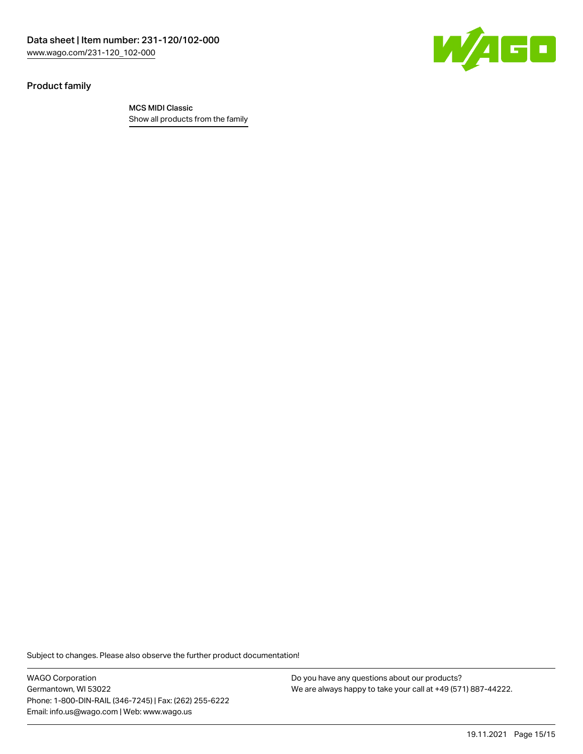## Product family

MCS MIDI Classic
Show all products from the family

Subject to changes. Please also observe the further product documentation!

WAGO Corporation
Germantown, WI 53022
Phone: 1-800-DIN-RAIL (346-7245) | Fax: (262) 255-6222
Email: info.us@wago.com | Web: www.wago.us

Do you have any questions about our products?
We are always happy to take your call at +49 (571) 887-44222.